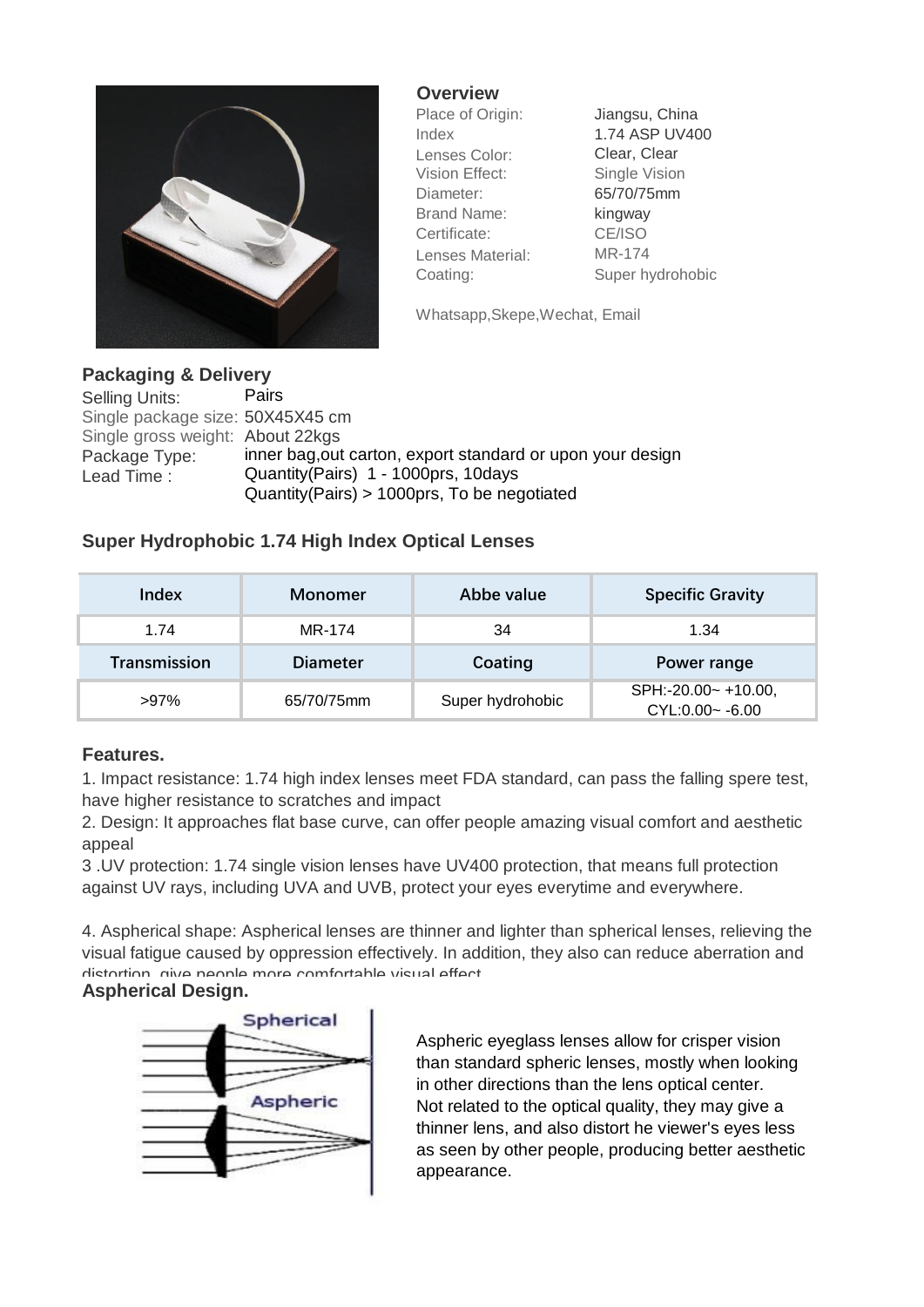## Overview

| | |
|---|---|
| Place of Origin: | Jiangsu, China |
| Index | 1.74 ASP UV400 |
| Lenses Color: | Clear, Clear |
| Vision Effect: | Single Vision |
| Diameter: | 65/70/75mm |
| Brand Name: | kingway |
| Certificate: | CE/ISO |
| Lenses Material: | MR-174 |
| Coating: | Super hydrohobic |

Whatsapp,Skepe,Wechat, Email

## Packaging & Delivery

| | |
|---|---|
| Selling Units: | Pairs |
| Single package size: | 50X45X45 cm |
| Single gross weight: | About 22kgs |
| Package Type: | inner bag,out carton, export standard or upon your design |
| Lead Time : | Quantity(Pairs) 1 - 1000prs, 10days<br>Quantity(Pairs) > 1000prs, To be negotiated |

## Super Hydrophobic 1.74 High Index Optical Lenses

| Index | Monomer | Abbe value | Specific Gravity |
|---|---|---|---|
| 1.74 | MR-174 | 34 | 1.34 |
| **Transmission** | **Diameter** | **Coating** | **Power range** |
| >97% | 65/70/75mm | Super hydrohobic | SPH:-20.00~ +10.00, CYL:0.00~ -6.00 |

## Features.

1. Impact resistance: 1.74 high index lenses meet FDA standard, can pass the falling spere test, have higher resistance to scratches and impact
2. Design: It approaches flat base curve, can offer people amazing visual comfort and aesthetic appeal
3 .UV protection: 1.74 single vision lenses have UV400 protection, that means full protection against UV rays, including UVA and UVB, protect your eyes everytime and everywhere.

4. Aspherical shape: Aspherical lenses are thinner and lighter than spherical lenses, relieving the visual fatigue caused by oppression effectively. In addition, they also can reduce aberration and distortion, give people more comfortable visual effect

## Aspherical Design.

Spherical

Aspheric

Aspheric eyeglass lenses allow for crisper vision than standard spheric lenses, mostly when looking in other directions than the lens optical center. Not related to the optical quality, they may give a thinner lens, and also distort he viewer's eyes less as seen by other people, producing better aesthetic appearance.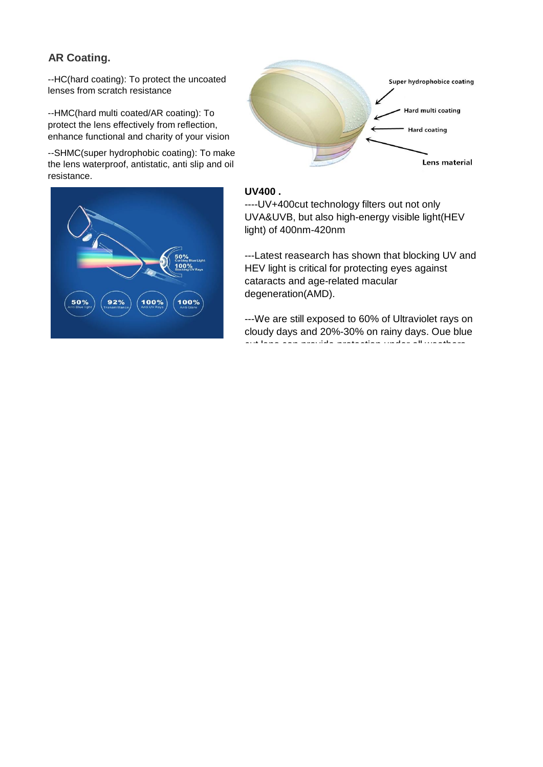## AR Coating.

--HC(hard coating): To protect the uncoated lenses from scratch resistance

--HMC(hard multi coated/AR coating): To protect the lens effectively from reflection, enhance functional and charity of your vision

--SHMC(super hydrophobic coating): To make the lens waterproof, antistatic, anti slip and oil resistance.

Super hydrophobice coating

Hard multi coating

Hard coating

Lens material

50% Curbing Blue Light

100% Blocking UV Rays

50% Anti Blue light

92% Transmittance

100% Anti UV Rays

100% Anti Glare

**UV400 .**

----UV+400cut technology filters out not only UVA&UVB, but also high-energy visible light(HEV light) of 400nm-420nm

---Latest reasearch has shown that blocking UV and HEV light is critical for protecting eyes against cataracts and age-related macular degeneration(AMD).

---We are still exposed to 60% of Ultraviolet rays on cloudy days and 20%-30% on rainy days. Oue blue cut lens can provide protection under all weathers